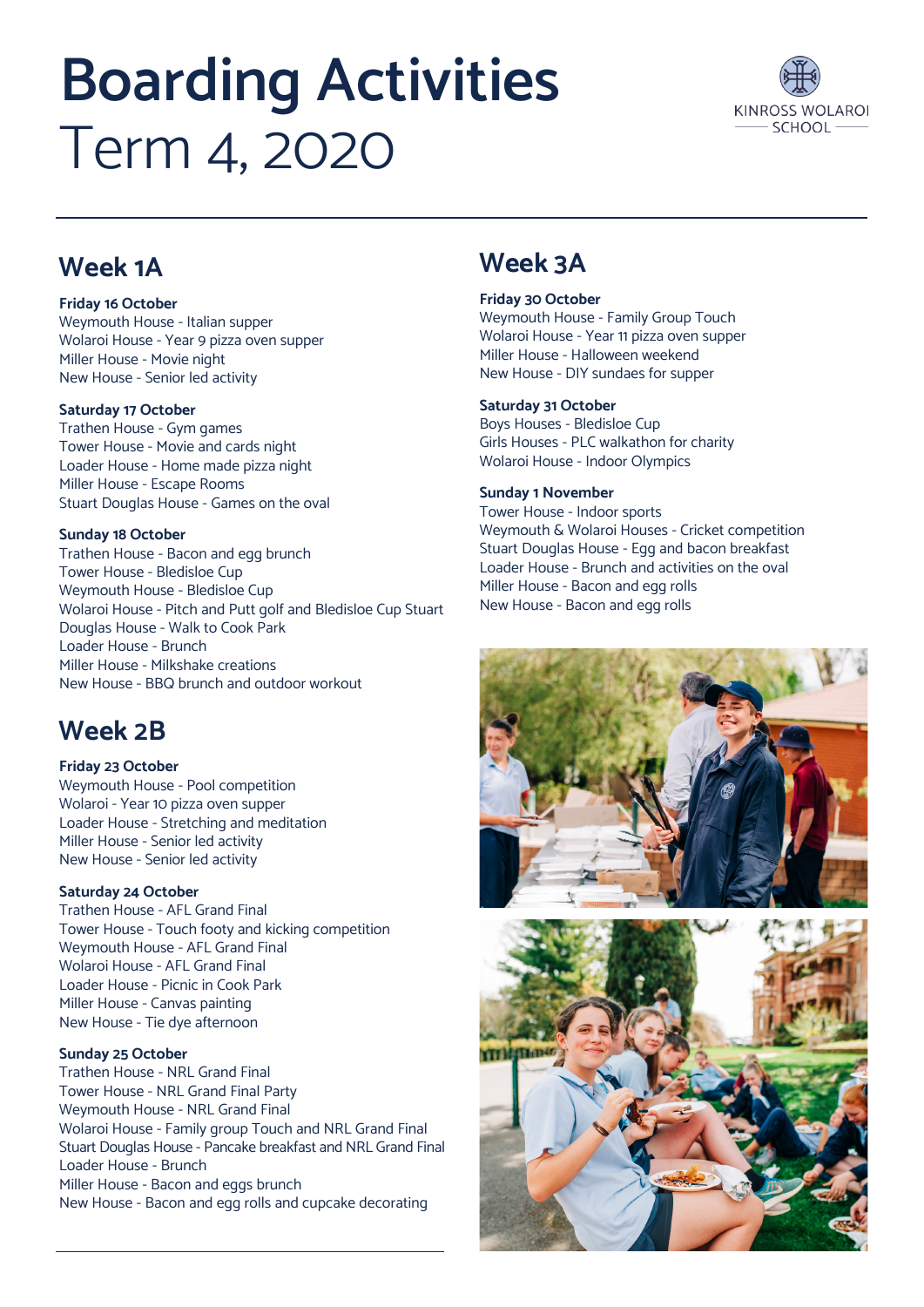# Boarding Activities
Term 4, 2020

KINROSS WOLAROI SCHOOL

## Week 1A

**Friday 16 October**
Weymouth House - Italian supper
Wolaroi House - Year 9 pizza oven supper
Miller House - Movie night
New House - Senior led activity

**Saturday 17 October**
Trathen House - Gym games
Tower House - Movie and cards night
Loader House - Home made pizza night
Miller House - Escape Rooms
Stuart Douglas House - Games on the oval

**Sunday 18 October**
Trathen House - Bacon and egg brunch
Tower House - Bledisloe Cup
Weymouth House - Bledisloe Cup
Wolaroi House - Pitch and Putt golf and Bledisloe Cup Stuart Douglas House - Walk to Cook Park
Loader House - Brunch
Miller House - Milkshake creations
New House - BBQ brunch and outdoor workout

## Week 2B

**Friday 23 October**
Weymouth House - Pool competition
Wolaroi - Year 10 pizza oven supper
Loader House - Stretching and meditation
Miller House - Senior led activity
New House - Senior led activity

**Saturday 24 October**
Trathen House - AFL Grand Final
Tower House - Touch footy and kicking competition
Weymouth House - AFL Grand Final
Wolaroi House - AFL Grand Final
Loader House - Picnic in Cook Park
Miller House - Canvas painting
New House - Tie dye afternoon

**Sunday 25 October**
Trathen House - NRL Grand Final
Tower House - NRL Grand Final Party
Weymouth House - NRL Grand Final
Wolaroi House - Family group Touch and NRL Grand Final
Stuart Douglas House - Pancake breakfast and NRL Grand Final
Loader House - Brunch
Miller House - Bacon and eggs brunch
New House - Bacon and egg rolls and cupcake decorating

## Week 3A

**Friday 30 October**
Weymouth House - Family Group Touch
Wolaroi House - Year 11 pizza oven supper
Miller House - Halloween weekend
New House - DIY sundaes for supper

**Saturday 31 October**
Boys Houses - Bledisloe Cup
Girls Houses - PLC walkathon for charity
Wolaroi House - Indoor Olympics

**Sunday 1 November**
Tower House - Indoor sports
Weymouth & Wolaroi Houses - Cricket competition
Stuart Douglas House - Egg and bacon breakfast
Loader House - Brunch and activities on the oval
Miller House - Bacon and egg rolls
New House - Bacon and egg rolls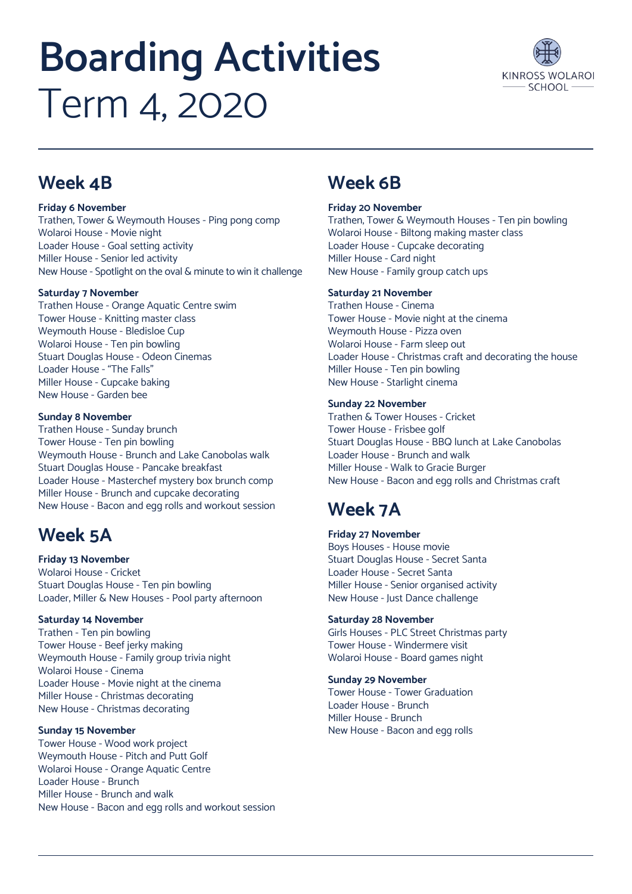# Boarding Activities

Term 4, 2020

KINROSS WOLAROI SCHOOL

## Week 4B

**Friday 6 November**

Trathen, Tower & Weymouth Houses - Ping pong comp
Wolaroi House - Movie night
Loader House - Goal setting activity
Miller House - Senior led activity
New House - Spotlight on the oval & minute to win it challenge

**Saturday 7 November**

Trathen House - Orange Aquatic Centre swim
Tower House - Knitting master class
Weymouth House - Bledisloe Cup
Wolaroi House - Ten pin bowling
Stuart Douglas House - Odeon Cinemas
Loader House - "The Falls"
Miller House - Cupcake baking
New House - Garden bee

**Sunday 8 November**

Trathen House - Sunday brunch
Tower House - Ten pin bowling
Weymouth House - Brunch and Lake Canobolas walk
Stuart Douglas House - Pancake breakfast
Loader House - Masterchef mystery box brunch comp
Miller House - Brunch and cupcake decorating
New House - Bacon and egg rolls and workout session

## Week 5A

**Friday 13 November**

Wolaroi House - Cricket
Stuart Douglas House - Ten pin bowling
Loader, Miller & New Houses - Pool party afternoon

**Saturday 14 November**

Trathen - Ten pin bowling
Tower House - Beef jerky making
Weymouth House - Family group trivia night
Wolaroi House - Cinema
Loader House - Movie night at the cinema
Miller House - Christmas decorating
New House - Christmas decorating

**Sunday 15 November**

Tower House - Wood work project
Weymouth House - Pitch and Putt Golf
Wolaroi House - Orange Aquatic Centre
Loader House - Brunch
Miller House - Brunch and walk
New House - Bacon and egg rolls and workout session

## Week 6B

**Friday 20 November**

Trathen, Tower & Weymouth Houses - Ten pin bowling
Wolaroi House - Biltong making master class
Loader House - Cupcake decorating
Miller House - Card night
New House - Family group catch ups

**Saturday 21 November**

Trathen House - Cinema
Tower House - Movie night at the cinema
Weymouth House - Pizza oven
Wolaroi House - Farm sleep out
Loader House - Christmas craft and decorating the house
Miller House - Ten pin bowling
New House - Starlight cinema

**Sunday 22 November**

Trathen & Tower Houses - Cricket
Tower House - Frisbee golf
Stuart Douglas House - BBQ lunch at Lake Canobolas
Loader House - Brunch and walk
Miller House - Walk to Gracie Burger
New House - Bacon and egg rolls and Christmas craft

## Week 7A

**Friday 27 November**

Boys Houses - House movie
Stuart Douglas House - Secret Santa
Loader House - Secret Santa
Miller House - Senior organised activity
New House - Just Dance challenge

**Saturday 28 November**

Girls Houses - PLC Street Christmas party
Tower House - Windermere visit
Wolaroi House - Board games night

**Sunday 29 November**

Tower House - Tower Graduation
Loader House - Brunch
Miller House - Brunch
New House - Bacon and egg rolls